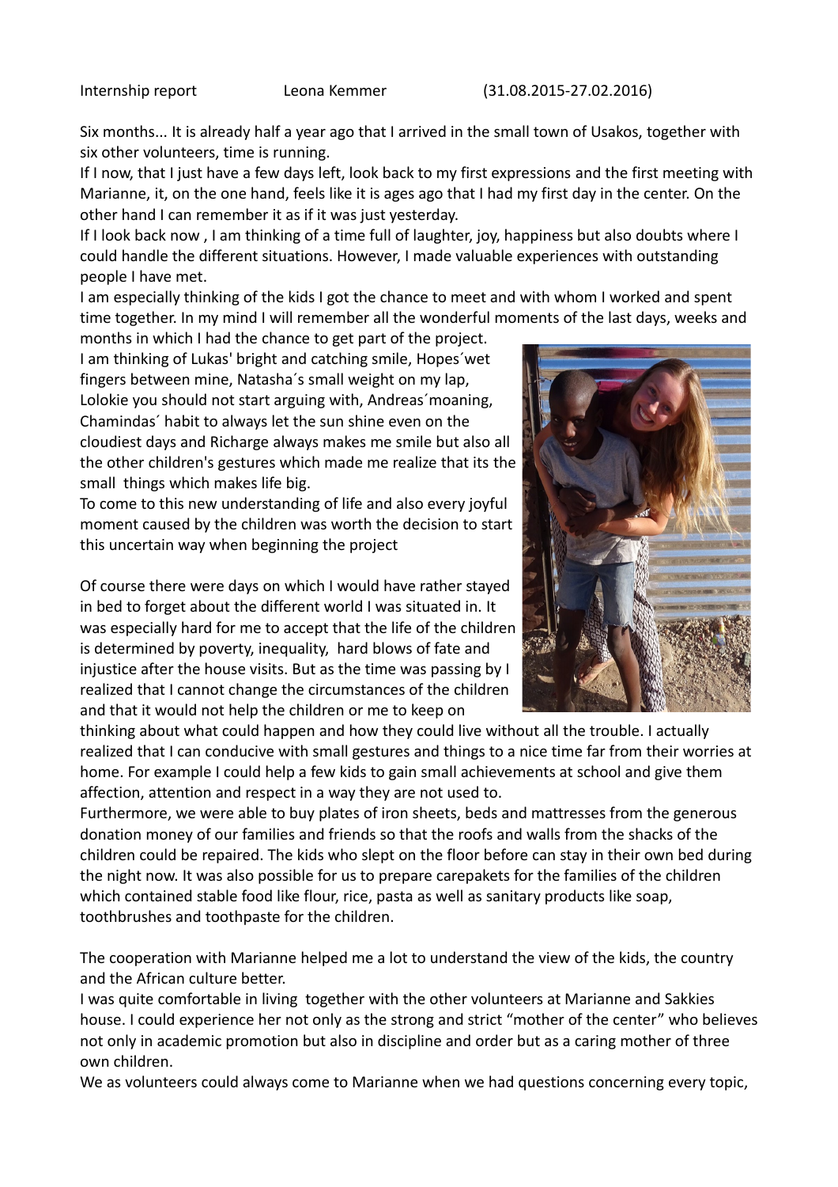Internship report Leona Kemmer (31.08.2015-27.02.2016)

Six months... It is already half a year ago that I arrived in the small town of Usakos, together with six other volunteers, time is running.

If I now, that I just have a few days left, look back to my first expressions and the first meeting with Marianne, it, on the one hand, feels like it is ages ago that I had my first day in the center. On the other hand I can remember it as if it was just yesterday.

If I look back now , I am thinking of a time full of laughter, joy, happiness but also doubts where I could handle the different situations. However, I made valuable experiences with outstanding people I have met.

I am especially thinking of the kids I got the chance to meet and with whom I worked and spent time together. In my mind I will remember all the wonderful moments of the last days, weeks and months in which I had the chance to get part of the project.

I am thinking of Lukas' bright and catching smile, Hopes´wet fingers between mine, Natasha´s small weight on my lap, Lolokie you should not start arguing with, Andreas´moaning, Chamindas´ habit to always let the sun shine even on the cloudiest days and Richarge always makes me smile but also all the other children's gestures which made me realize that its the small things which makes life big.

To come to this new understanding of life and also every joyful moment caused by the children was worth the decision to start this uncertain way when beginning the project

Of course there were days on which I would have rather stayed in bed to forget about the different world I was situated in. It was especially hard for me to accept that the life of the children is determined by poverty, inequality, hard blows of fate and injustice after the house visits. But as the time was passing by I realized that I cannot change the circumstances of the children and that it would not help the children or me to keep on thinking about what could happen and how they could live without all the trouble. I actually realized that I can conducive with small gestures and things to a nice time far from their worries at home. For example I could help a few kids to gain small achievements at school and give them affection, attention and respect in a way they are not used to.

Furthermore, we were able to buy plates of iron sheets, beds and mattresses from the generous donation money of our families and friends so that the roofs and walls from the shacks of the children could be repaired. The kids who slept on the floor before can stay in their own bed during the night now. It was also possible for us to prepare carepakets for the families of the children which contained stable food like flour, rice, pasta as well as sanitary products like soap, toothbrushes and toothpaste for the children.

The cooperation with Marianne helped me a lot to understand the view of the kids, the country and the African culture better.

I was quite comfortable in living together with the other volunteers at Marianne and Sakkies house. I could experience her not only as the strong and strict "mother of the center" who believes not only in academic promotion but also in discipline and order but as a caring mother of three own children.

We as volunteers could always come to Marianne when we had questions concerning every topic,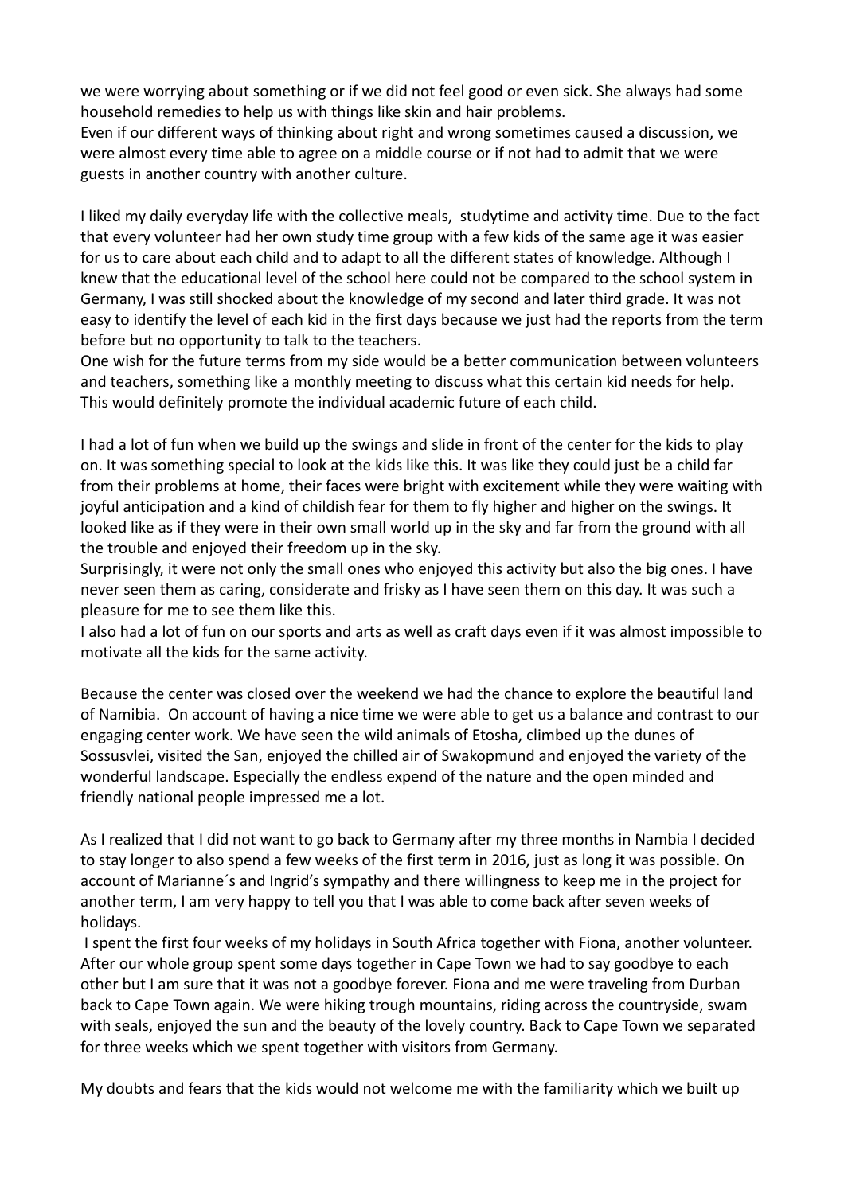we were worrying about something or if we did not feel good or even sick. She always had some household remedies to help us with things like skin and hair problems.
Even if our different ways of thinking about right and wrong sometimes caused a discussion, we were almost every time able to agree on a middle course or if not had to admit that we were guests in another country with another culture.

I liked my daily everyday life with the collective meals, studytime and activity time. Due to the fact that every volunteer had her own study time group with a few kids of the same age it was easier for us to care about each child and to adapt to all the different states of knowledge. Although I knew that the educational level of the school here could not be compared to the school system in Germany, I was still shocked about the knowledge of my second and later third grade. It was not easy to identify the level of each kid in the first days because we just had the reports from the term before but no opportunity to talk to the teachers.
One wish for the future terms from my side would be a better communication between volunteers and teachers, something like a monthly meeting to discuss what this certain kid needs for help. This would definitely promote the individual academic future of each child.

I had a lot of fun when we build up the swings and slide in front of the center for the kids to play on. It was something special to look at the kids like this. It was like they could just be a child far from their problems at home, their faces were bright with excitement while they were waiting with joyful anticipation and a kind of childish fear for them to fly higher and higher on the swings. It looked like as if they were in their own small world up in the sky and far from the ground with all the trouble and enjoyed their freedom up in the sky.
Surprisingly, it were not only the small ones who enjoyed this activity but also the big ones. I have never seen them as caring, considerate and frisky as I have seen them on this day. It was such a pleasure for me to see them like this.
I also had a lot of fun on our sports and arts as well as craft days even if it was almost impossible to motivate all the kids for the same activity.

Because the center was closed over the weekend we had the chance to explore the beautiful land of Namibia. On account of having a nice time we were able to get us a balance and contrast to our engaging center work. We have seen the wild animals of Etosha, climbed up the dunes of Sossusvlei, visited the San, enjoyed the chilled air of Swakopmund and enjoyed the variety of the wonderful landscape. Especially the endless expend of the nature and the open minded and friendly national people impressed me a lot.

As I realized that I did not want to go back to Germany after my three months in Nambia I decided to stay longer to also spend a few weeks of the first term in 2016, just as long it was possible. On account of Marianne´s and Ingrid's sympathy and there willingness to keep me in the project for another term, I am very happy to tell you that I was able to come back after seven weeks of holidays.
I spent the first four weeks of my holidays in South Africa together with Fiona, another volunteer. After our whole group spent some days together in Cape Town we had to say goodbye to each other but I am sure that it was not a goodbye forever. Fiona and me were traveling from Durban back to Cape Town again. We were hiking trough mountains, riding across the countryside, swam with seals, enjoyed the sun and the beauty of the lovely country. Back to Cape Town we separated for three weeks which we spent together with visitors from Germany.

My doubts and fears that the kids would not welcome me with the familiarity which we built up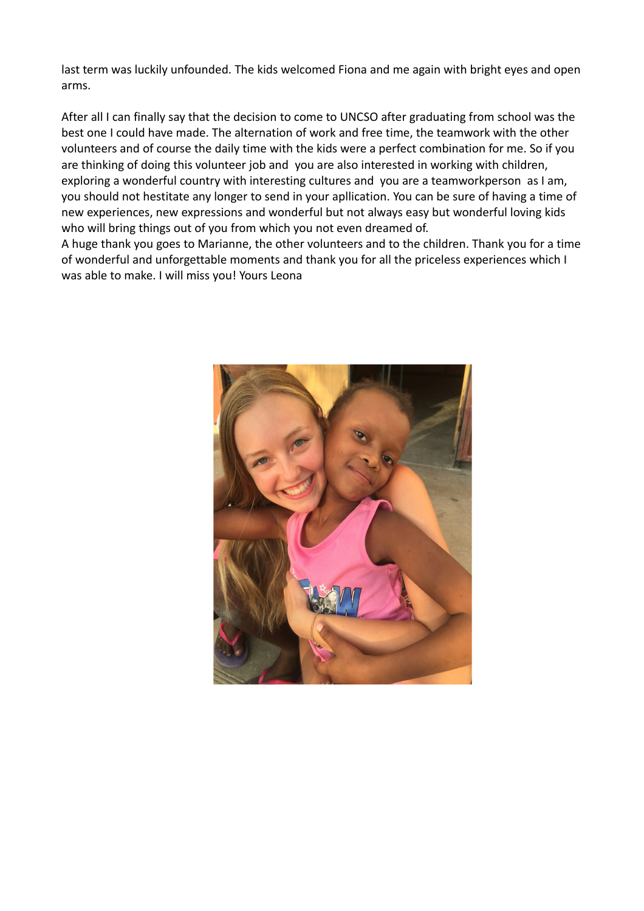last term was luckily unfounded. The kids welcomed Fiona and me again with bright eyes and open arms.

After all I can finally say that the decision to come to UNCSO after graduating from school was the best one I could have made. The alternation of work and free time, the teamwork with the other volunteers and of course the daily time with the kids were a perfect combination for me. So if you are thinking of doing this volunteer job and you are also interested in working with children, exploring a wonderful country with interesting cultures and you are a teamworkperson as I am, you should not hestitate any longer to send in your apllication. You can be sure of having a time of new experiences, new expressions and wonderful but not always easy but wonderful loving kids who will bring things out of you from which you not even dreamed of.
A huge thank you goes to Marianne, the other volunteers and to the children. Thank you for a time of wonderful and unforgettable moments and thank you for all the priceless experiences which I was able to make. I will miss you! Yours Leona